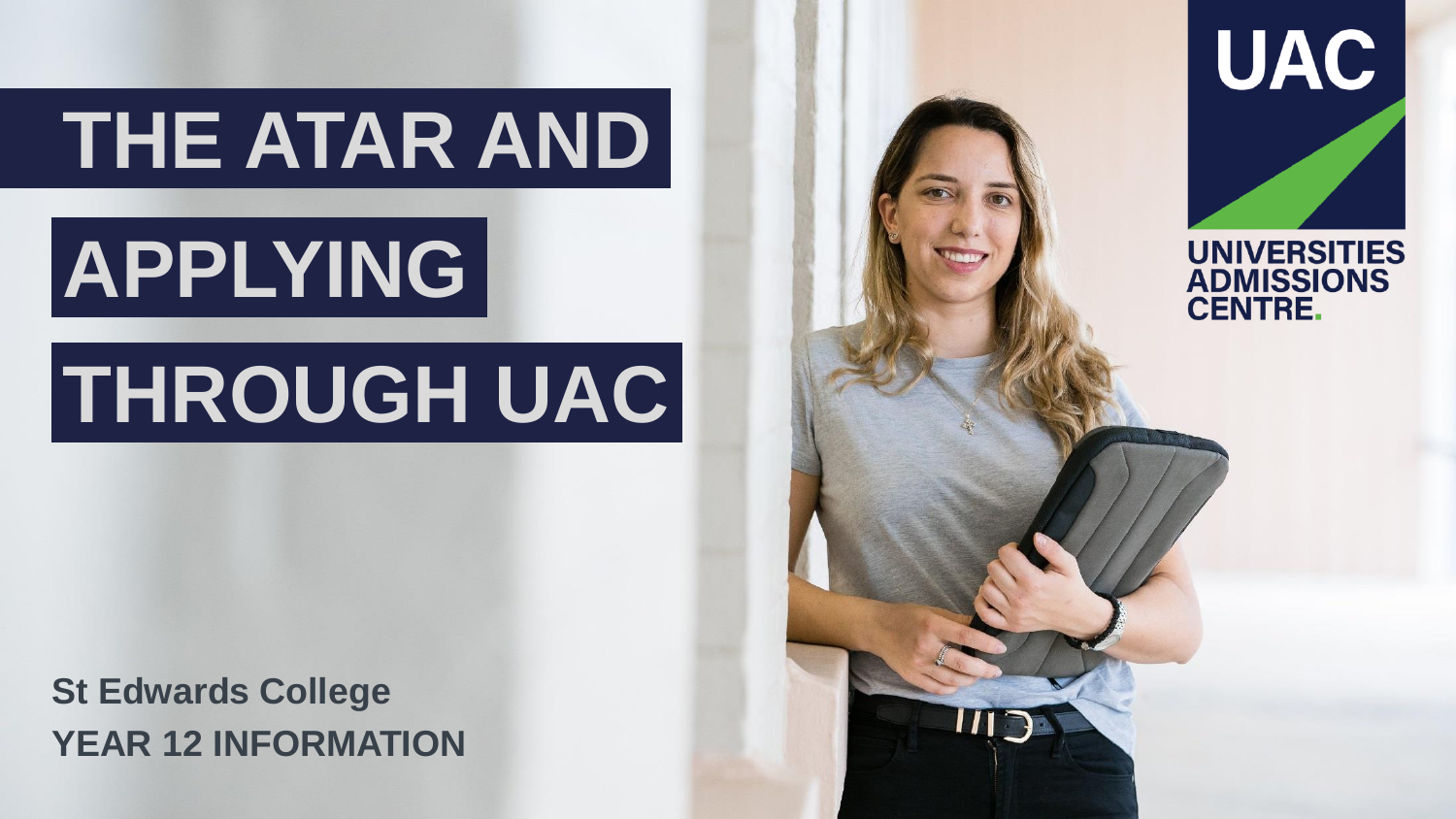# THE ATAR AND APPLYING THROUGH UAC

UAC

UNIVERSITIES ADMISSIONS CENTRE.

**St Edwards College**
**YEAR 12 INFORMATION**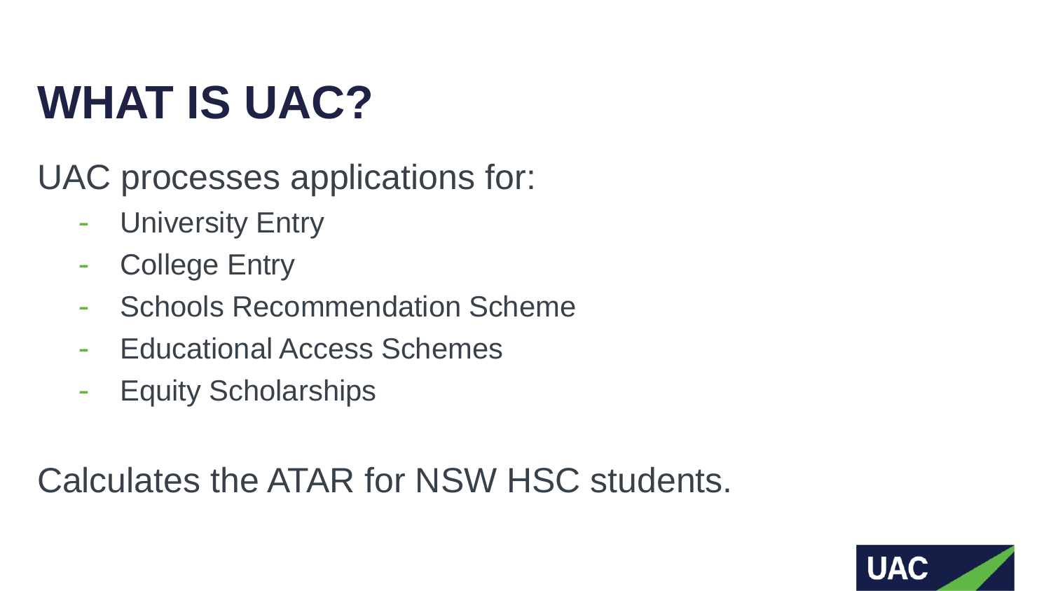# WHAT IS UAC?

UAC processes applications for:

- University Entry
- College Entry
- Schools Recommendation Scheme
- Educational Access Schemes
- Equity Scholarships

Calculates the ATAR for NSW HSC students.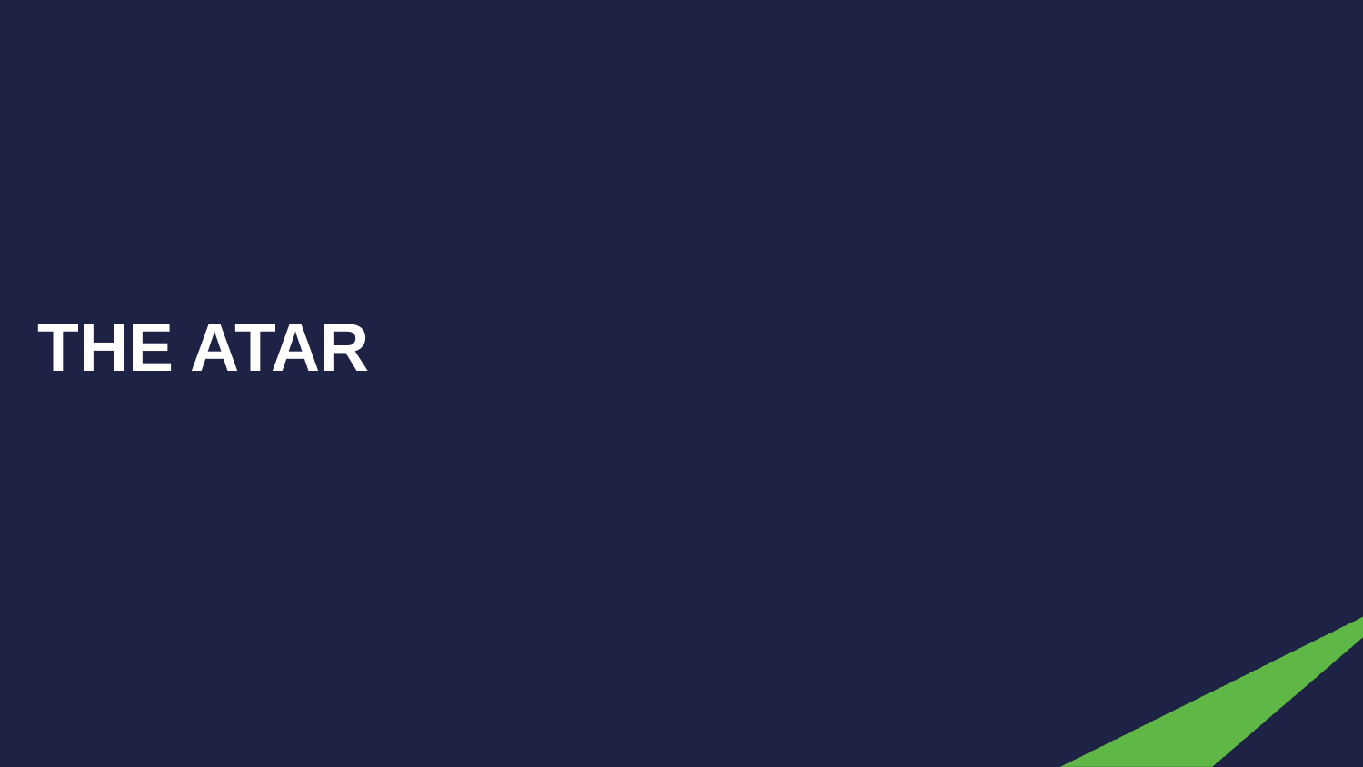# THE ATAR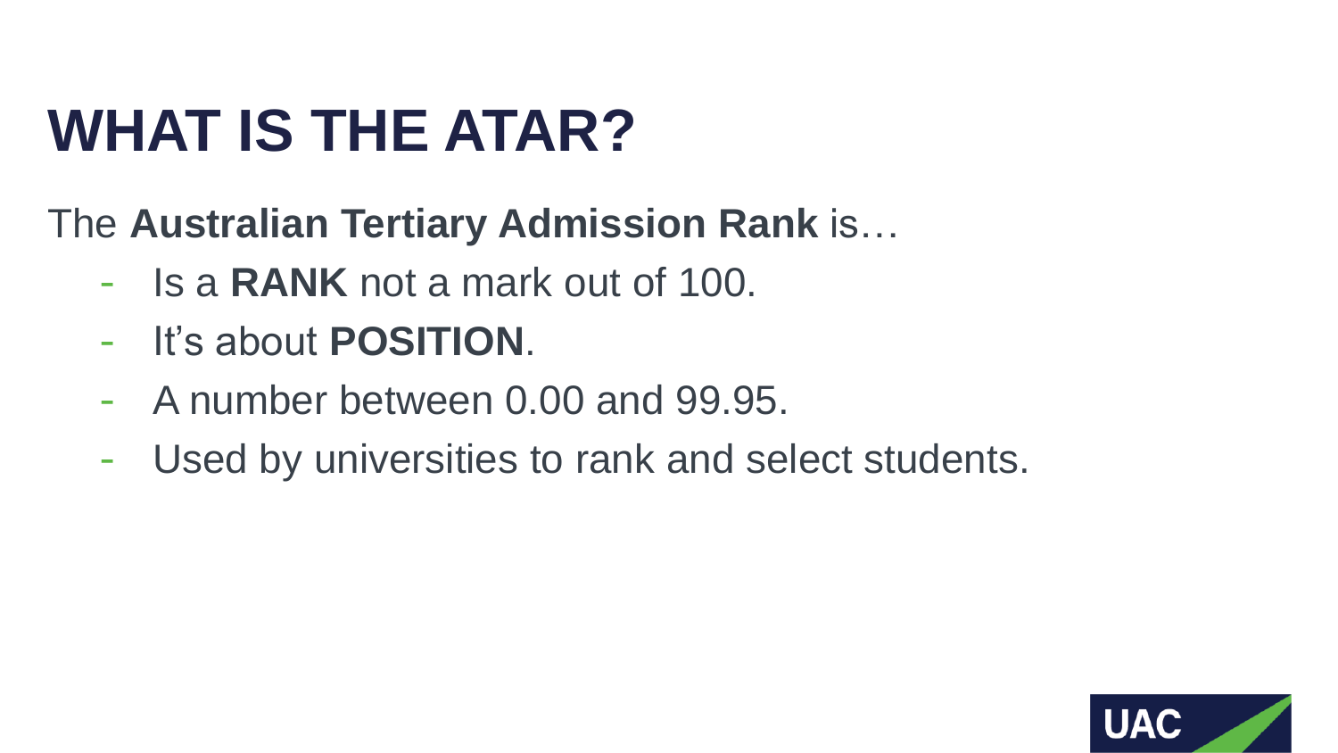# WHAT IS THE ATAR?

The **Australian Tertiary Admission Rank** is…

- Is a **RANK** not a mark out of 100.
- It's about **POSITION**.
- A number between 0.00 and 99.95.
- Used by universities to rank and select students.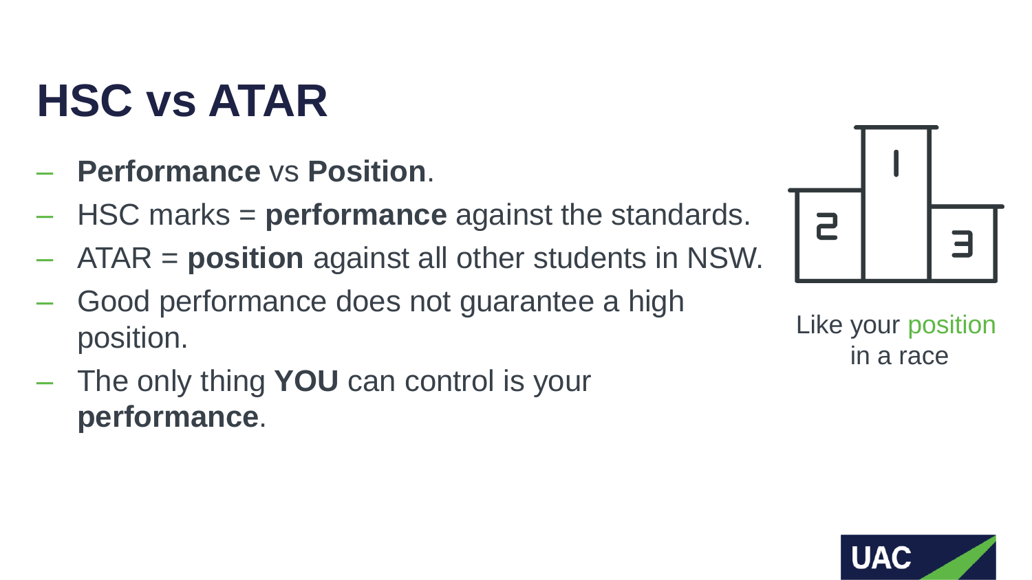# HSC vs ATAR

- **Performance** vs **Position**.
- HSC marks = **performance** against the standards.
- ATAR = **position** against all other students in NSW.
- Good performance does not guarantee a high position.
- The only thing **YOU** can control is your **performance**.

Like your position in a race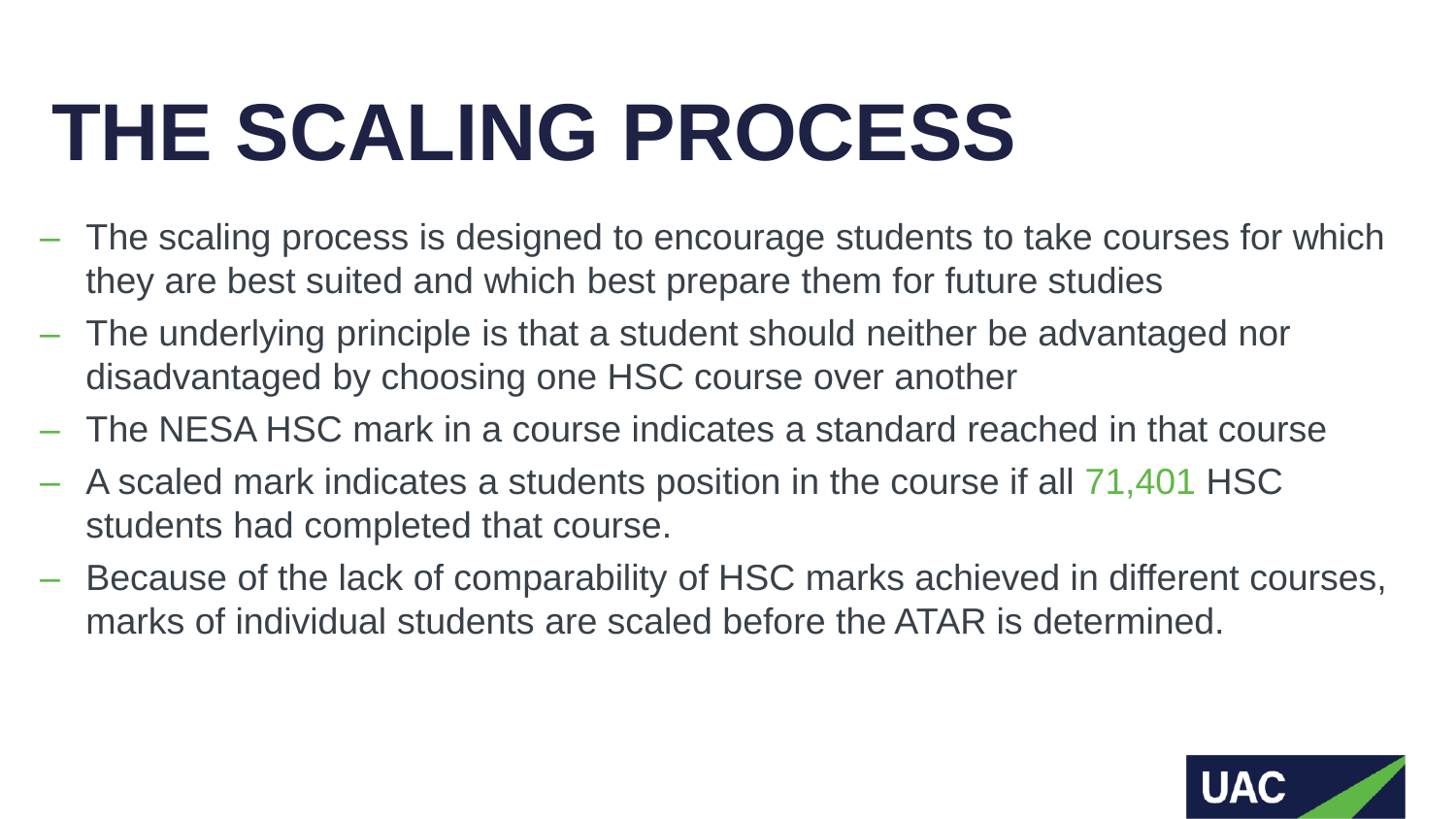# THE SCALING PROCESS

- The scaling process is designed to encourage students to take courses for which they are best suited and which best prepare them for future studies
- The underlying principle is that a student should neither be advantaged nor disadvantaged by choosing one HSC course over another
- The NESA HSC mark in a course indicates a standard reached in that course
- A scaled mark indicates a students position in the course if all 71,401 HSC students had completed that course.
- Because of the lack of comparability of HSC marks achieved in different courses, marks of individual students are scaled before the ATAR is determined.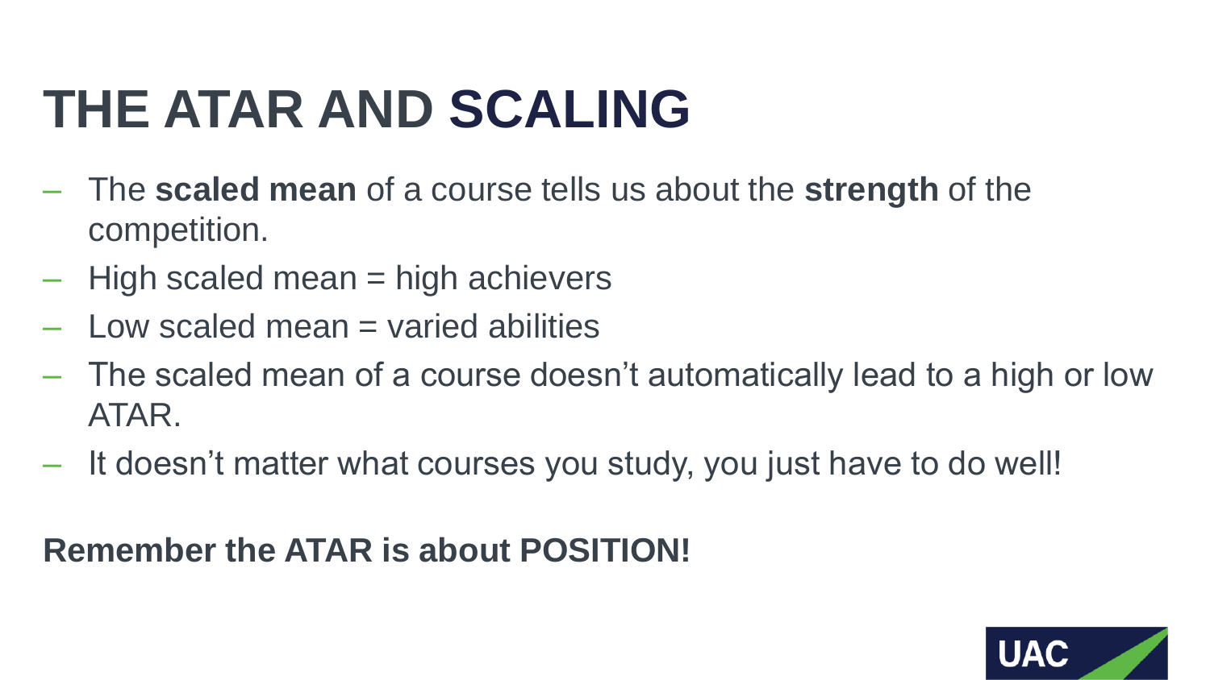# THE ATAR AND SCALING

- The **scaled mean** of a course tells us about the **strength** of the competition.
- High scaled mean = high achievers
- Low scaled mean = varied abilities
- The scaled mean of a course doesn't automatically lead to a high or low ATAR.
- It doesn't matter what courses you study, you just have to do well!

**Remember the ATAR is about POSITION!**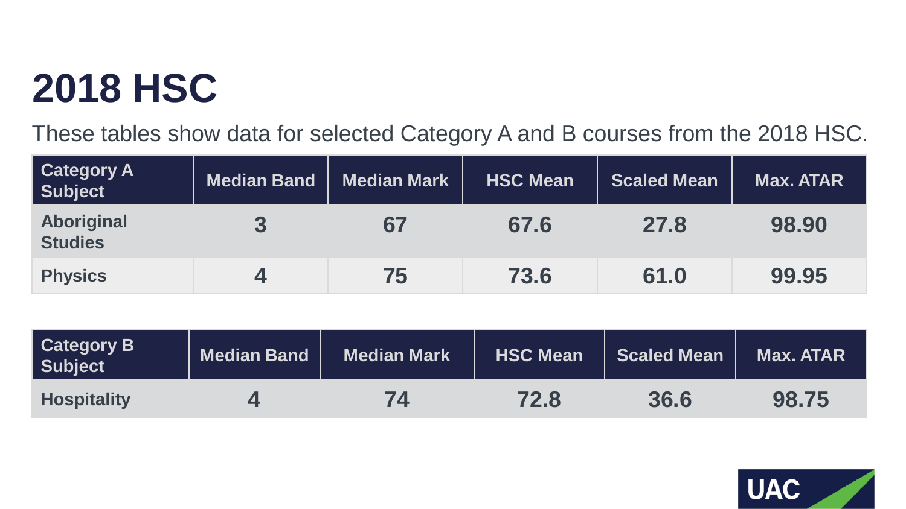# 2018 HSC

These tables show data for selected Category A and B courses from the 2018 HSC.

| Category A Subject | Median Band | Median Mark | HSC Mean | Scaled Mean | Max. ATAR |
|---|---|---|---|---|---|
| Aboriginal Studies | 3 | 67 | 67.6 | 27.8 | 98.90 |
| Physics | 4 | 75 | 73.6 | 61.0 | 99.95 |

| Category B Subject | Median Band | Median Mark | HSC Mean | Scaled Mean | Max. ATAR |
|---|---|---|---|---|---|
| Hospitality | 4 | 74 | 72.8 | 36.6 | 98.75 |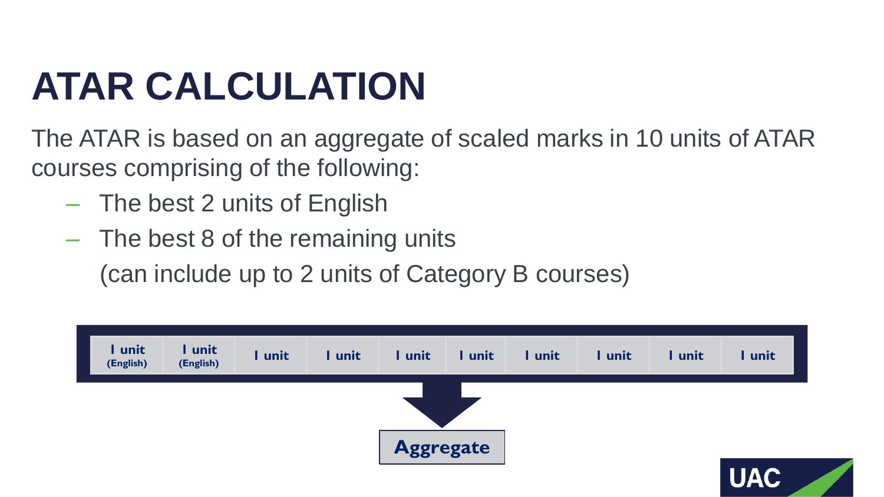# ATAR CALCULATION

The ATAR is based on an aggregate of scaled marks in 10 units of ATAR courses comprising of the following:

- The best 2 units of English
- The best 8 of the remaining units

  (can include up to 2 units of Category B courses)

| 1 unit (English) | 1 unit (English) | 1 unit | 1 unit | 1 unit | 1 unit | 1 unit | 1 unit | 1 unit | 1 unit |
|---|---|---|---|---|---|---|---|---|---|

**Aggregate**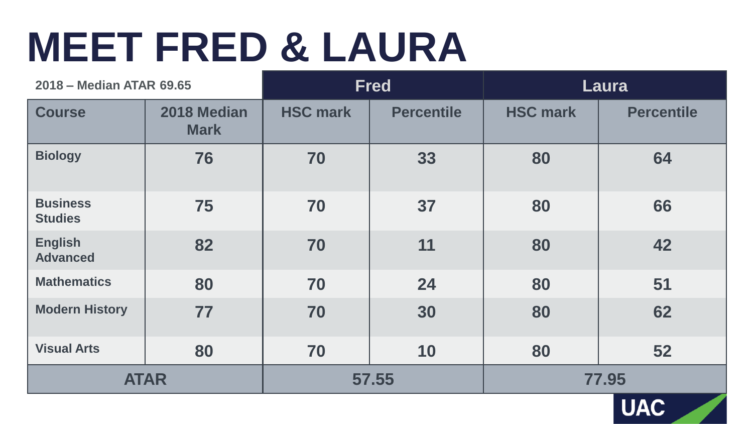# MEET FRED & LAURA

| 2018 – Median ATAR 69.65 | | Fred | | Laura | |
|---|---|---|---|---|---|
| Course | 2018 Median Mark | HSC mark | Percentile | HSC mark | Percentile |
| Biology | 76 | 70 | 33 | 80 | 64 |
| Business Studies | 75 | 70 | 37 | 80 | 66 |
| English Advanced | 82 | 70 | 11 | 80 | 42 |
| Mathematics | 80 | 70 | 24 | 80 | 51 |
| Modern History | 77 | 70 | 30 | 80 | 62 |
| Visual Arts | 80 | 70 | 10 | 80 | 52 |
| ATAR | | 57.55 | | 77.95 | |

UAC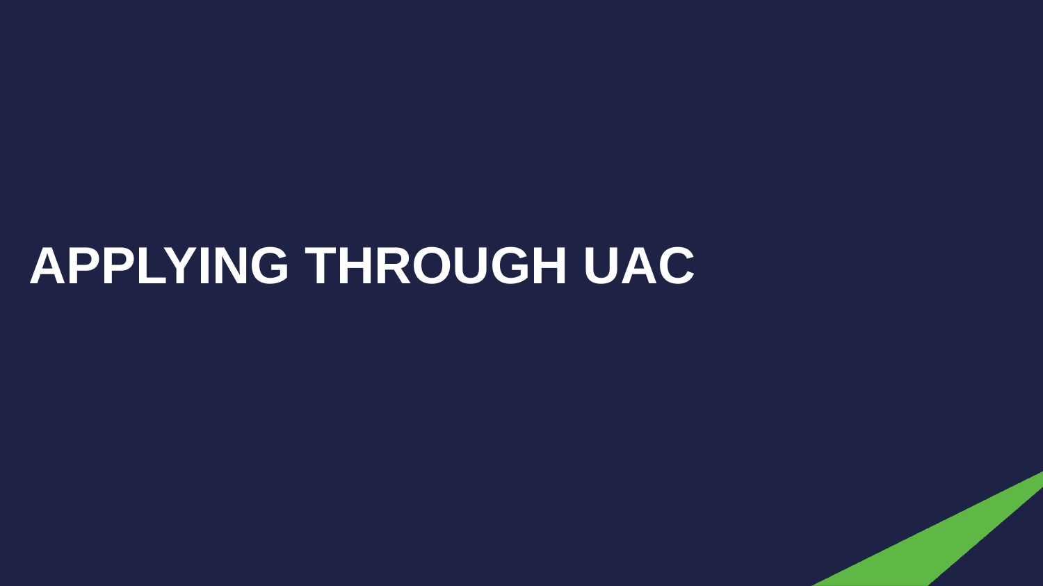# APPLYING THROUGH UAC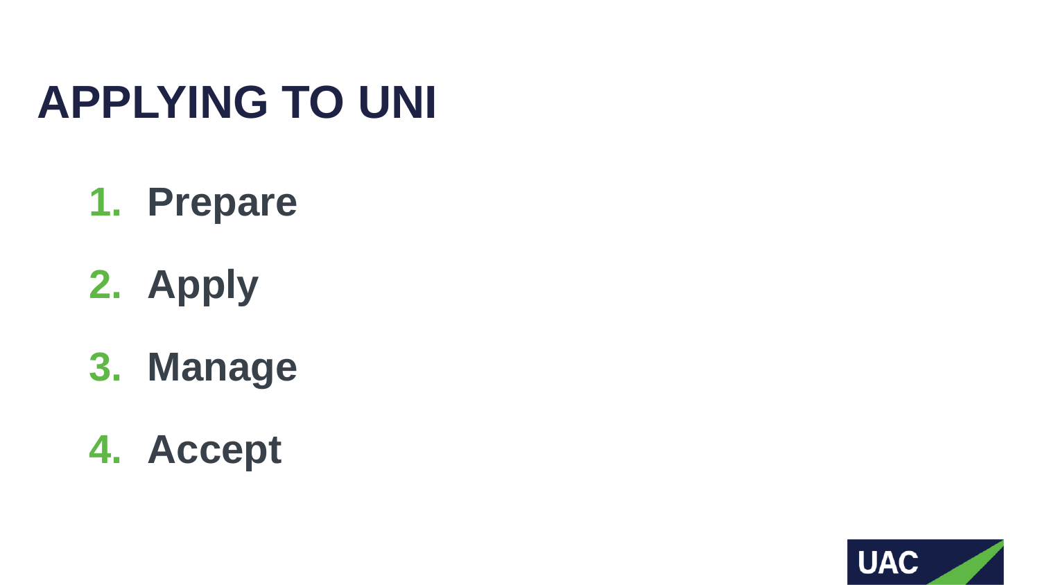# APPLYING TO UNI

1. **Prepare**
2. **Apply**
3. **Manage**
4. **Accept**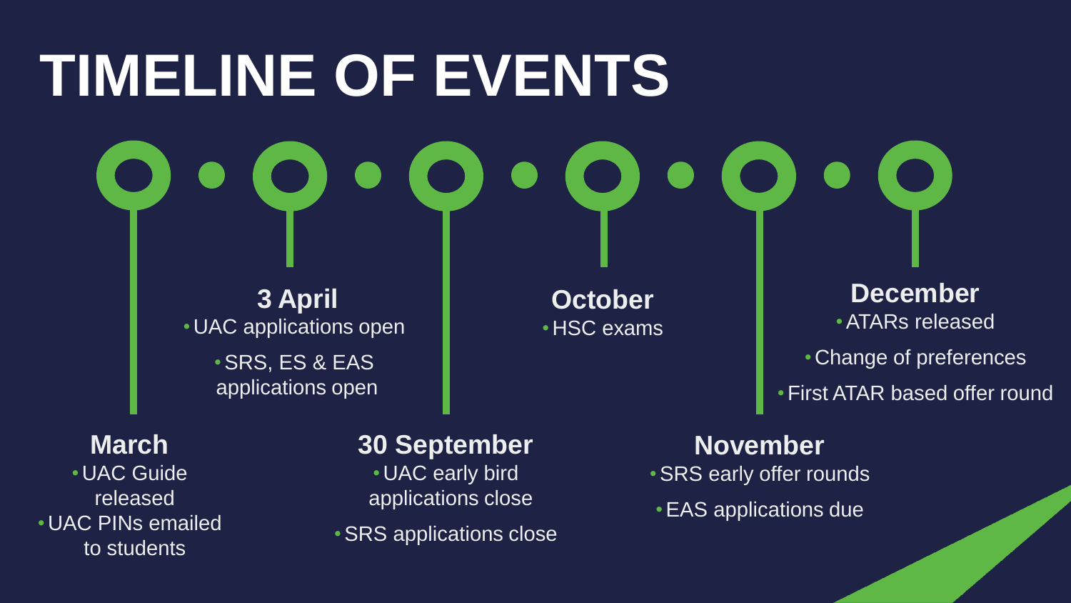# TIMELINE OF EVENTS

### March
- UAC Guide released
- UAC PINs emailed to students

### 3 April
- UAC applications open
- SRS, ES & EAS applications open

### 30 September
- UAC early bird applications close
- SRS applications close

### October
- HSC exams

### November
- SRS early offer rounds
- EAS applications due

### December
- ATARs released
- Change of preferences
- First ATAR based offer round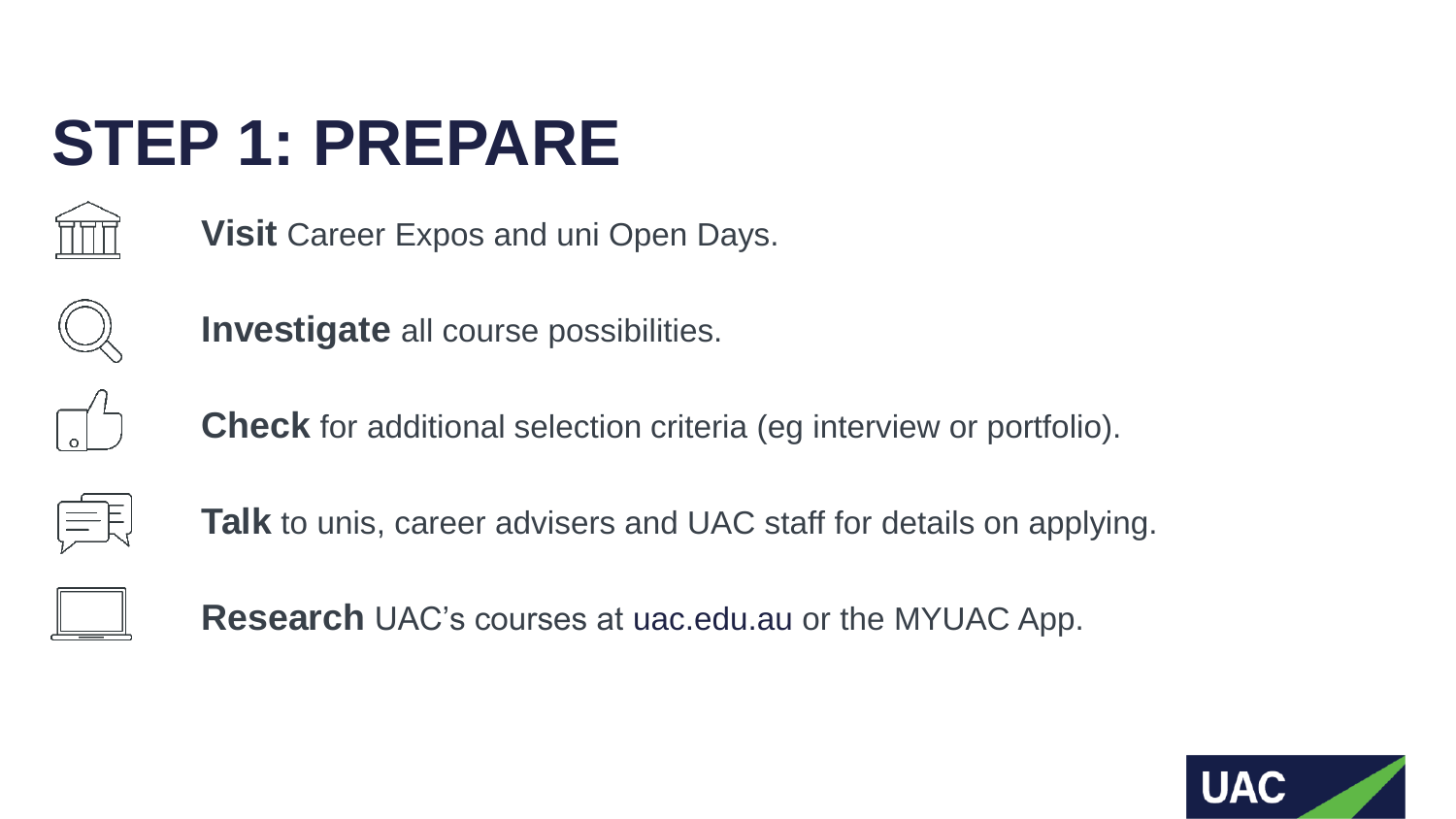# STEP 1: PREPARE

- **Visit** Career Expos and uni Open Days.
- **Investigate** all course possibilities.
- **Check** for additional selection criteria (eg interview or portfolio).
- **Talk** to unis, career advisers and UAC staff for details on applying.
- **Research** UAC's courses at uac.edu.au or the MYUAC App.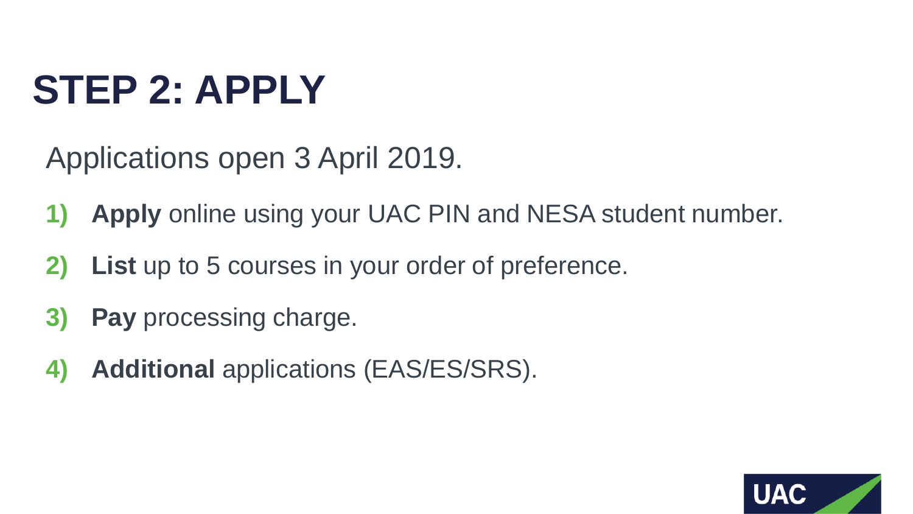# STEP 2: APPLY

Applications open 3 April 2019.

1) **Apply** online using your UAC PIN and NESA student number.
2) **List** up to 5 courses in your order of preference.
3) **Pay** processing charge.
4) **Additional** applications (EAS/ES/SRS).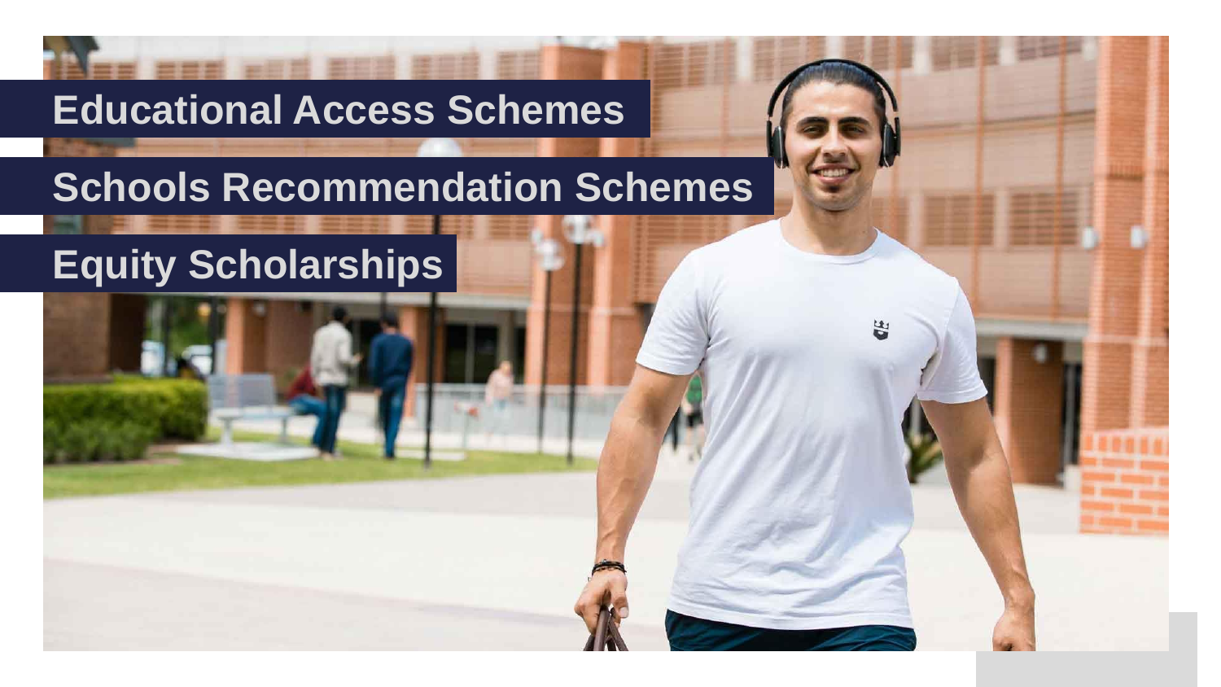# Educational Access Schemes

# Schools Recommendation Schemes

# Equity Scholarships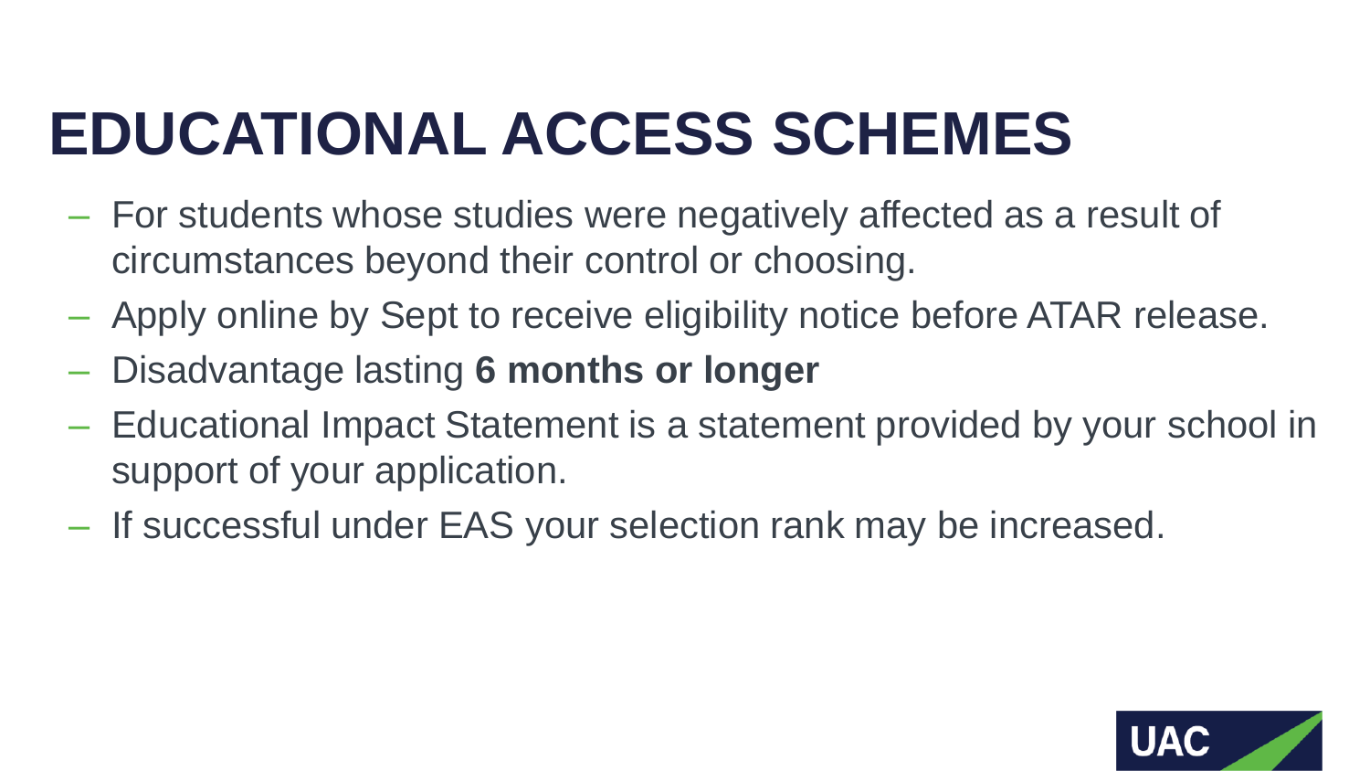# EDUCATIONAL ACCESS SCHEMES

- For students whose studies were negatively affected as a result of circumstances beyond their control or choosing.
- Apply online by Sept to receive eligibility notice before ATAR release.
- Disadvantage lasting **6 months or longer**
- Educational Impact Statement is a statement provided by your school in support of your application.
- If successful under EAS your selection rank may be increased.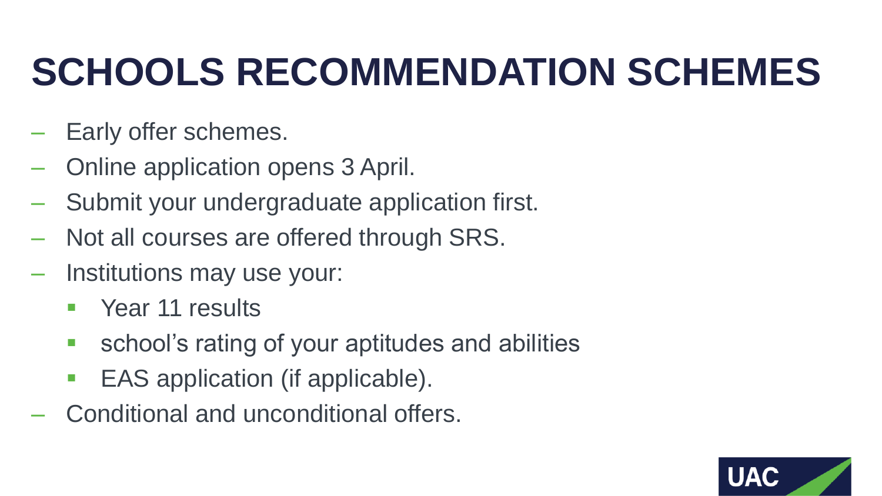# SCHOOLS RECOMMENDATION SCHEMES

- Early offer schemes.
- Online application opens 3 April.
- Submit your undergraduate application first.
- Not all courses are offered through SRS.
- Institutions may use your:
  - Year 11 results
  - school's rating of your aptitudes and abilities
  - EAS application (if applicable).
- Conditional and unconditional offers.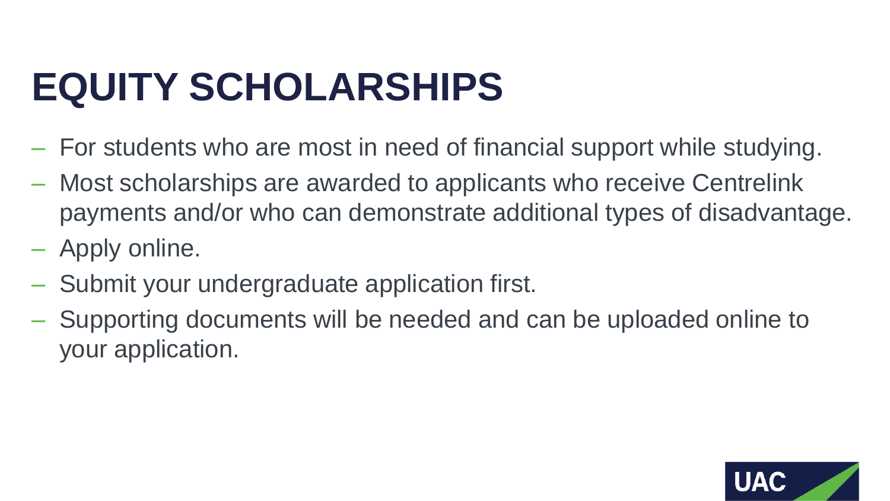# EQUITY SCHOLARSHIPS

- For students who are most in need of financial support while studying.
- Most scholarships are awarded to applicants who receive Centrelink payments and/or who can demonstrate additional types of disadvantage.
- Apply online.
- Submit your undergraduate application first.
- Supporting documents will be needed and can be uploaded online to your application.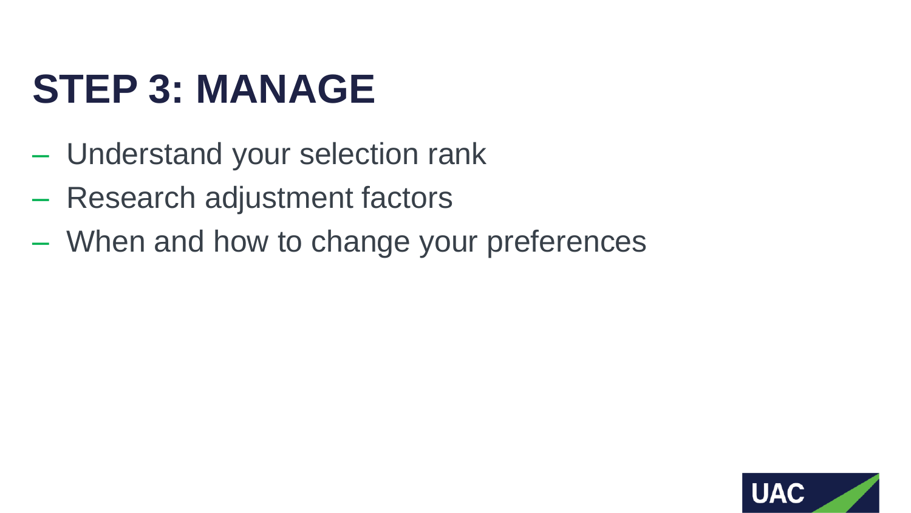# STEP 3: MANAGE

- Understand your selection rank
- Research adjustment factors
- When and how to change your preferences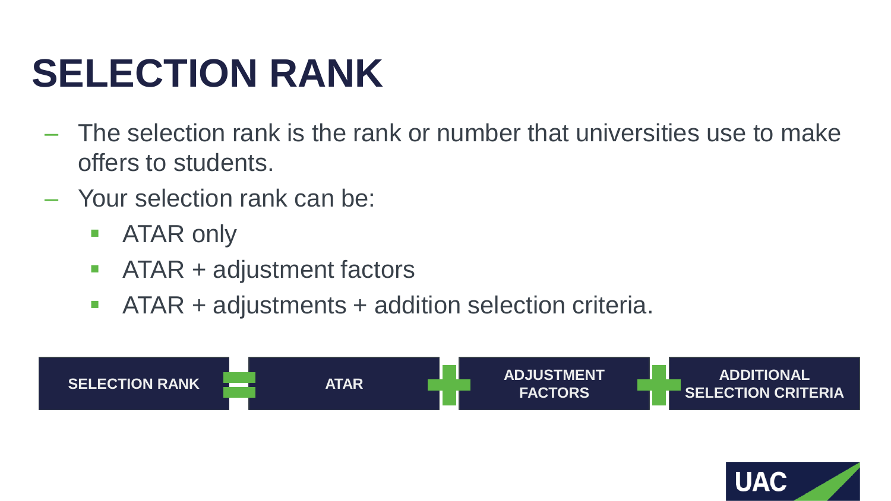# SELECTION RANK

- The selection rank is the rank or number that universities use to make offers to students.
- Your selection rank can be:
  - ATAR only
  - ATAR + adjustment factors
  - ATAR + adjustments + addition selection criteria.

**SELECTION RANK** = **ATAR** + **ADJUSTMENT FACTORS** + **ADDITIONAL SELECTION CRITERIA**

UAC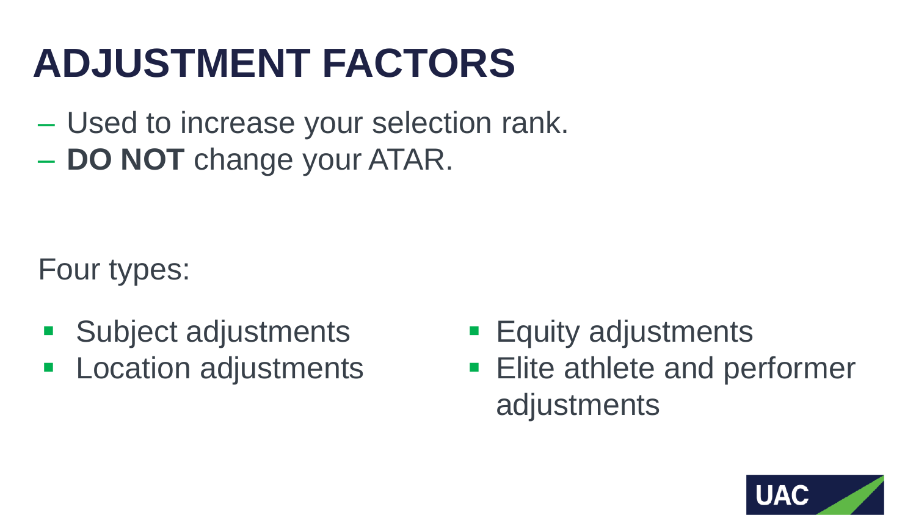# ADJUSTMENT FACTORS

- Used to increase your selection rank.
- **DO NOT** change your ATAR.

Four types:

- Subject adjustments
- Location adjustments
- Equity adjustments
- Elite athlete and performer adjustments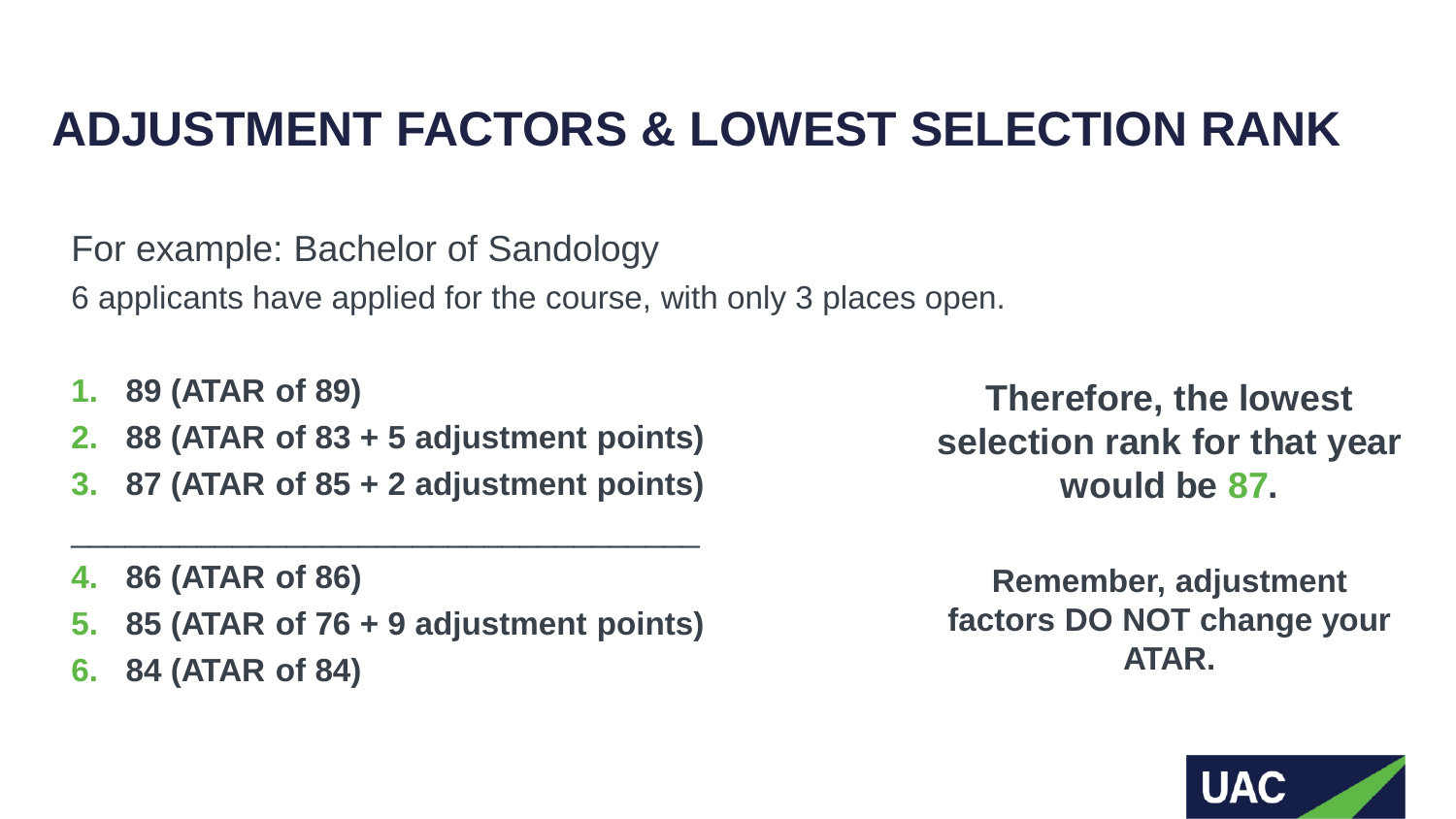# ADJUSTMENT FACTORS & LOWEST SELECTION RANK

For example: Bachelor of Sandology

6 applicants have applied for the course, with only 3 places open.

1. **89 (ATAR of 89)**
2. **88 (ATAR of 83 + 5 adjustment points)**
3. **87 (ATAR of 85 + 2 adjustment points)**

---

4. **86 (ATAR of 86)**
5. **85 (ATAR of 76 + 9 adjustment points)**
6. **84 (ATAR of 84)**

**Therefore, the lowest selection rank for that year would be 87.**

**Remember, adjustment factors DO NOT change your ATAR.**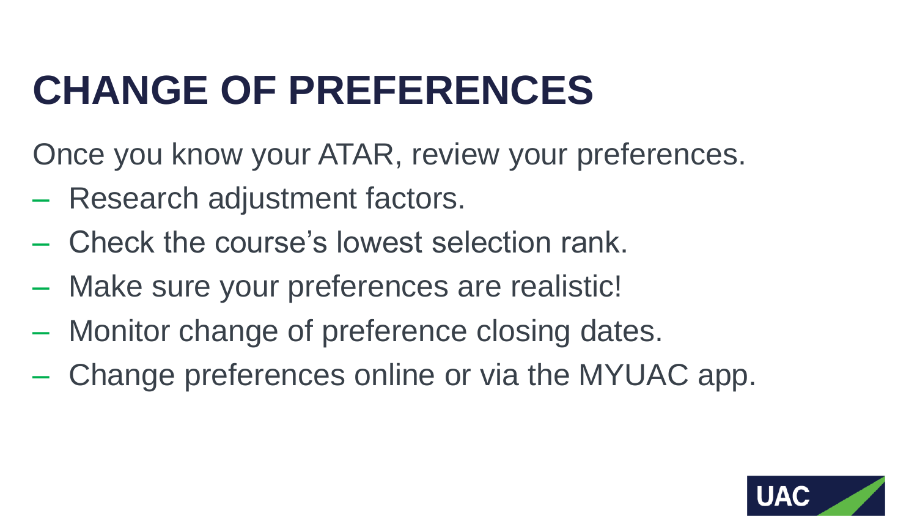# CHANGE OF PREFERENCES

Once you know your ATAR, review your preferences.

- Research adjustment factors.
- Check the course's lowest selection rank.
- Make sure your preferences are realistic!
- Monitor change of preference closing dates.
- Change preferences online or via the MYUAC app.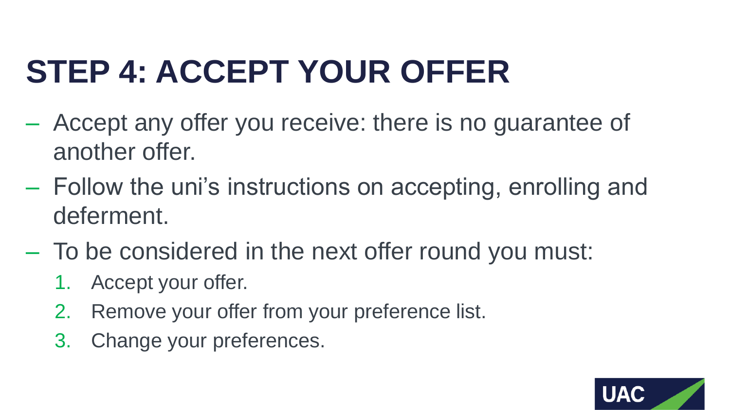# STEP 4: ACCEPT YOUR OFFER

- Accept any offer you receive: there is no guarantee of another offer.
- Follow the uni's instructions on accepting, enrolling and deferment.
- To be considered in the next offer round you must:
  1. Accept your offer.
  2. Remove your offer from your preference list.
  3. Change your preferences.

UAC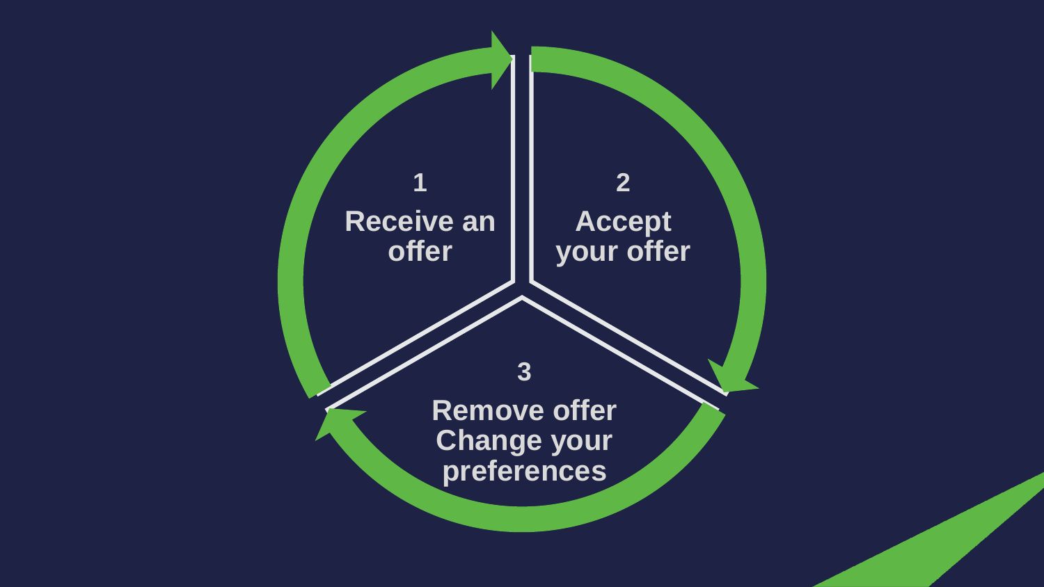1
Receive an offer

2
Accept your offer

3
Remove offer
Change your preferences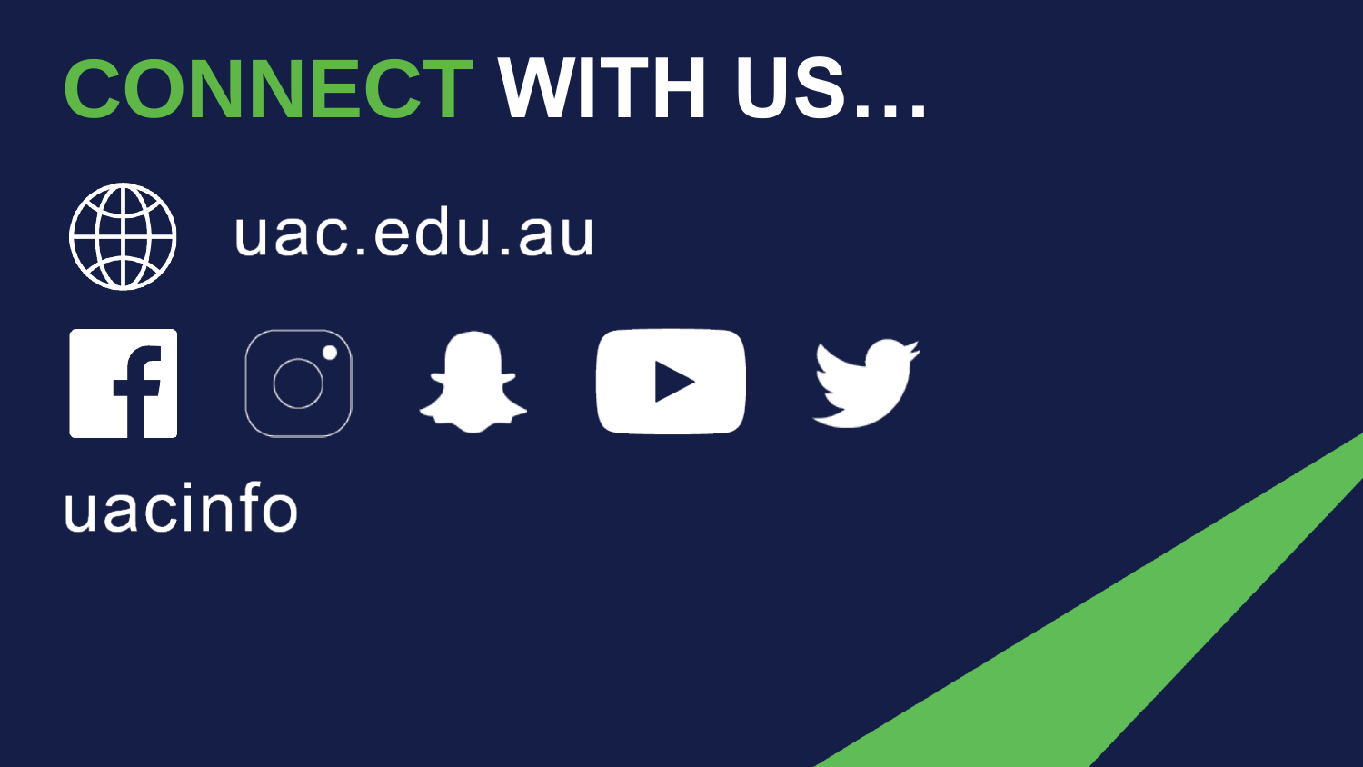# CONNECT WITH US…

uac.edu.au

uacinfo